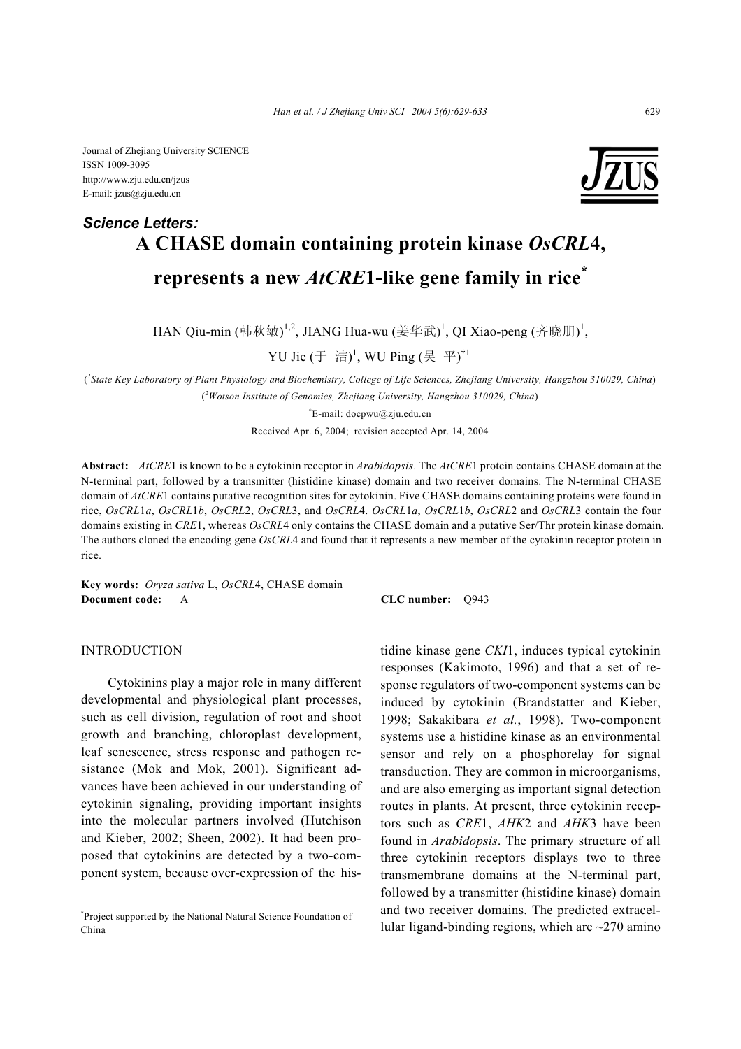Journal of Zhejiang University SCIENCE
ISSN 1009-3095
http://www.zju.edu.cn/jzus
E-mail: jzus@zju.edu.cn

***Science Letters:***

# A CHASE domain containing protein kinase *OsCRL*4, represents a new *AtCRE*1-like gene family in rice*

HAN Qiu-min (韩秋敏)[1,2], JIANG Hua-wu (姜华武)[1], QI Xiao-peng (齐晓朋)[1], YU Jie (于 洁)[1], WU Ping (吴 平)[†1]

([1]*State Key Laboratory of Plant Physiology and Biochemistry, College of Life Sciences, Zhejiang University, Hangzhou 310029, China*)
([2]*Wotson Institute of Genomics, Zhejiang University, Hangzhou 310029, China*)
[†]E-mail: docpwu@zju.edu.cn

Received Apr. 6, 2004; revision accepted Apr. 14, 2004

**Abstract:** *AtCRE*1 is known to be a cytokinin receptor in *Arabidopsis*. The *AtCRE*1 protein contains CHASE domain at the N-terminal part, followed by a transmitter (histidine kinase) domain and two receiver domains. The N-terminal CHASE domain of *AtCRE*1 contains putative recognition sites for cytokinin. Five CHASE domains containing proteins were found in rice, *OsCRL*1*a*, *OsCRL*1*b*, *OsCRL*2, *OsCRL*3, and *OsCRL*4. *OsCRL*1*a*, *OsCRL*1*b*, *OsCRL*2 and *OsCRL*3 contain the four domains existing in *CRE*1, whereas *OsCRL*4 only contains the CHASE domain and a putative Ser/Thr protein kinase domain. The authors cloned the encoding gene *OsCRL*4 and found that it represents a new member of the cytokinin receptor protein in rice.

**Key words:** *Oryza sativa* L, *OsCRL*4, CHASE domain
**Document code:** A **CLC number:** Q943

## INTRODUCTION

Cytokinins play a major role in many different developmental and physiological plant processes, such as cell division, regulation of root and shoot growth and branching, chloroplast development, leaf senescence, stress response and pathogen resistance (Mok and Mok, 2001). Significant advances have been achieved in our understanding of cytokinin signaling, providing important insights into the molecular partners involved (Hutchison and Kieber, 2002; Sheen, 2002). It had been proposed that cytokinins are detected by a two-component system, because over-expression of the histidine kinase gene *CKI*1, induces typical cytokinin responses (Kakimoto, 1996) and that a set of response regulators of two-component systems can be induced by cytokinin (Brandstatter and Kieber, 1998; Sakakibara *et al.*, 1998). Two-component systems use a histidine kinase as an environmental sensor and rely on a phosphorelay for signal transduction. They are common in microorganisms, and are also emerging as important signal detection routes in plants. At present, three cytokinin receptors such as *CRE*1, *AHK*2 and *AHK*3 have been found in *Arabidopsis*. The primary structure of all three cytokinin receptors displays two to three transmembrane domains at the N-terminal part, followed by a transmitter (histidine kinase) domain and two receiver domains. The predicted extracellular ligand-binding regions, which are ~270 amino

*Project supported by the National Natural Science Foundation of China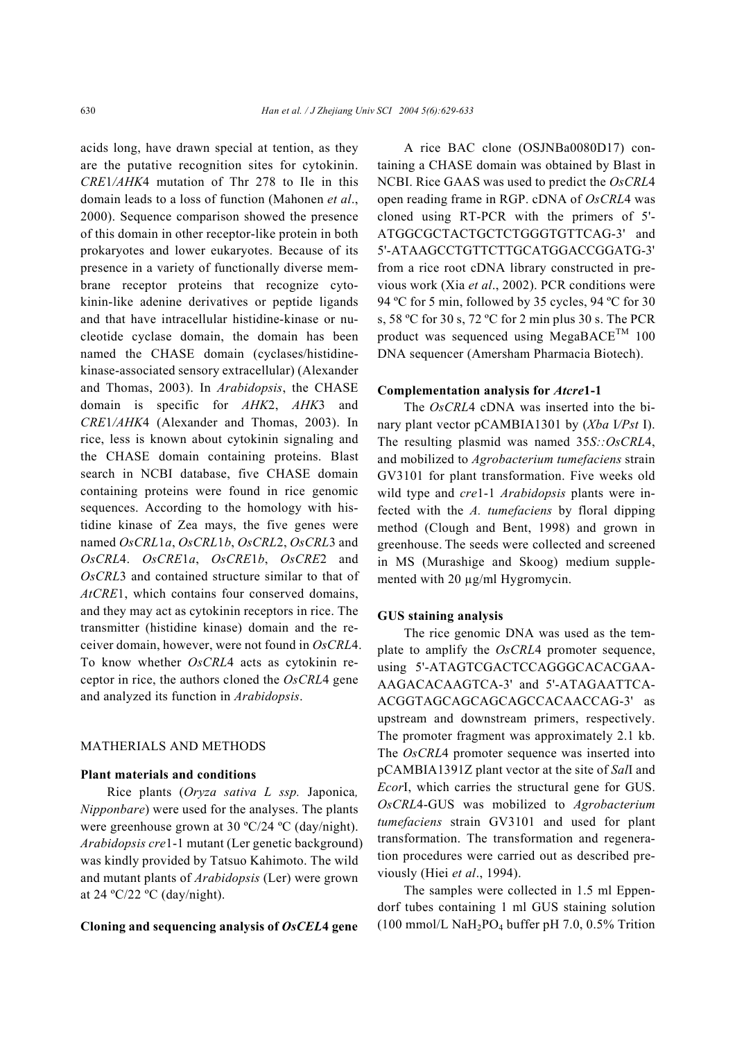acids long, have drawn special at tention, as they are the putative recognition sites for cytokinin. *CRE*1/*AHK*4 mutation of Thr 278 to Ile in this domain leads to a loss of function (Mahonen *et al*., 2000). Sequence comparison showed the presence of this domain in other receptor-like protein in both prokaryotes and lower eukaryotes. Because of its presence in a variety of functionally diverse membrane receptor proteins that recognize cytokinin-like adenine derivatives or peptide ligands and that have intracellular histidine-kinase or nucleotide cyclase domain, the domain has been named the CHASE domain (cyclases/histidine-kinase-associated sensory extracellular) (Alexander and Thomas, 2003). In *Arabidopsis*, the CHASE domain is specific for *AHK*2, *AHK*3 and *CRE*1/*AHK*4 (Alexander and Thomas, 2003). In rice, less is known about cytokinin signaling and the CHASE domain containing proteins. Blast search in NCBI database, five CHASE domain containing proteins were found in rice genomic sequences. According to the homology with histidine kinase of Zea mays, the five genes were named *OsCRL*1*a*, *OsCRL*1*b*, *OsCRL*2, *OsCRL*3 and *OsCRL*4. *OsCRE*1*a*, *OsCRE*1*b*, *OsCRE*2 and *OsCRL*3 and contained structure similar to that of *AtCRE*1, which contains four conserved domains, and they may act as cytokinin receptors in rice. The transmitter (histidine kinase) domain and the receiver domain, however, were not found in *OsCRL*4. To know whether *OsCRL*4 acts as cytokinin receptor in rice, the authors cloned the *OsCRL*4 gene and analyzed its function in *Arabidopsis*.

## MATHERIALS AND METHODS

### Plant materials and conditions

Rice plants (*Oryza sativa L ssp.* Japonica*, Nipponbare*) were used for the analyses. The plants were greenhouse grown at 30 ºC/24 ºC (day/night). *Arabidopsis cre*1-1 mutant (Ler genetic background) was kindly provided by Tatsuo Kahimoto. The wild and mutant plants of *Arabidopsis* (Ler) were grown at 24 ºC/22 ºC (day/night).

### Cloning and sequencing analysis of *OsCEL*4 gene

A rice BAC clone (OSJNBa0080D17) containing a CHASE domain was obtained by Blast in NCBI. Rice GAAS was used to predict the *OsCRL*4 open reading frame in RGP. cDNA of *OsCRL*4 was cloned using RT-PCR with the primers of 5'-ATGGCGCTACTGCTCTGGGTGTTCAG-3' and 5'-ATAAGCCTGTTCTTGCATGGACCGGATG-3' from a rice root cDNA library constructed in previous work (Xia *et al*., 2002). PCR conditions were 94 ºC for 5 min, followed by 35 cycles, 94 ºC for 30 s, 58 ºC for 30 s, 72 ºC for 2 min plus 30 s. The PCR product was sequenced using MegaBACE$^{TM}$ 100 DNA sequencer (Amersham Pharmacia Biotech).

### Complementation analysis for *Atcre*1-1

The *OsCRL*4 cDNA was inserted into the binary plant vector pCAMBIA1301 by (*Xba* I/*Pst* I). The resulting plasmid was named 35*S::OsCRL*4, and mobilized to *Agrobacterium tumefaciens* strain GV3101 for plant transformation. Five weeks old wild type and *cre*1-1 *Arabidopsis* plants were infected with the *A. tumefaciens* by floral dipping method (Clough and Bent, 1998) and grown in greenhouse. The seeds were collected and screened in MS (Murashige and Skoog) medium supplemented with 20 µg/ml Hygromycin.

### GUS staining analysis

The rice genomic DNA was used as the template to amplify the *OsCRL*4 promoter sequence, using 5'-ATAGTCGACTCCAGGGCACACGAA-AAGACACAAGTCA-3' and 5'-ATAGAATTCA-ACGGTAGCAGCAGCAGCCACAACCAG-3' as upstream and downstream primers, respectively. The promoter fragment was approximately 2.1 kb. The *OsCRL*4 promoter sequence was inserted into pCAMBIA1391Z plant vector at the site of *Sal*I and *Ecor*I, which carries the structural gene for GUS. *OsCRL*4-GUS was mobilized to *Agrobacterium tumefaciens* strain GV3101 and used for plant transformation. The transformation and regeneration procedures were carried out as described previously (Hiei *et al*., 1994).

The samples were collected in 1.5 ml Eppendorf tubes containing 1 ml GUS staining solution (100 mmol/L $NaH_2PO_4$ buffer pH 7.0, 0.5% Trition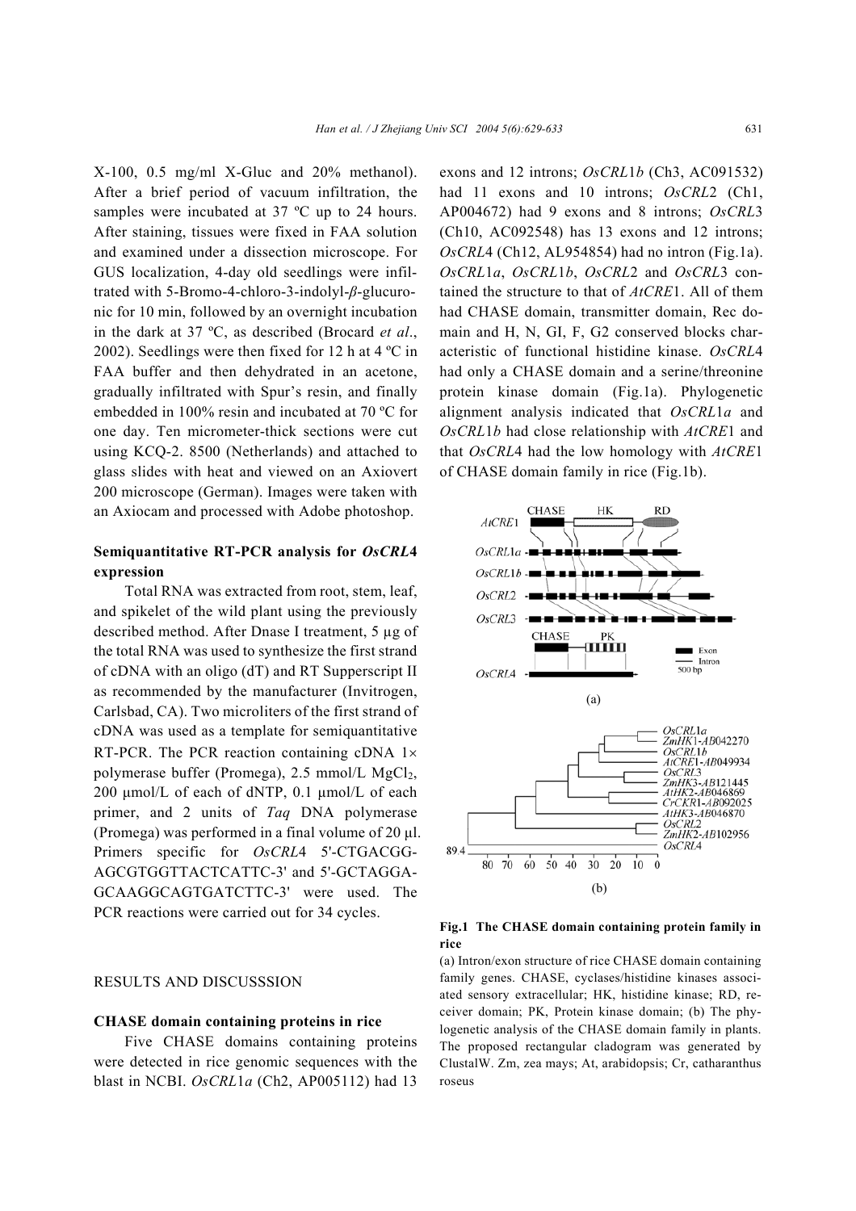X-100, 0.5 mg/ml X-Gluc and 20% methanol). After a brief period of vacuum infiltration, the samples were incubated at 37 ºC up to 24 hours. After staining, tissues were fixed in FAA solution and examined under a dissection microscope. For GUS localization, 4-day old seedlings were infiltrated with 5-Bromo-4-chloro-3-indolyl-*β*-glucuronic for 10 min, followed by an overnight incubation in the dark at 37 ºC, as described (Brocard *et al*., 2002). Seedlings were then fixed for 12 h at 4 ºC in FAA buffer and then dehydrated in an acetone, gradually infiltrated with Spur's resin, and finally embedded in 100% resin and incubated at 70 ºC for one day. Ten micrometer-thick sections were cut using KCQ-2. 8500 (Netherlands) and attached to glass slides with heat and viewed on an Axiovert 200 microscope (German). Images were taken with an Axiocam and processed with Adobe photoshop.

### Semiquantitative RT-PCR analysis for *OsCRL*4 expression

Total RNA was extracted from root, stem, leaf, and spikelet of the wild plant using the previously described method. After Dnase I treatment, 5 µg of the total RNA was used to synthesize the first strand of cDNA with an oligo (dT) and RT Supperscript II as recommended by the manufacturer (Invitrogen, Carlsbad, CA). Two microliters of the first strand of cDNA was used as a template for semiquantitative RT-PCR. The PCR reaction containing cDNA 1× polymerase buffer (Promega), 2.5 mmol/L $MgCl_2$, 200 µmol/L of each of dNTP, 0.1 µmol/L of each primer, and 2 units of *Taq* DNA polymerase (Promega) was performed in a final volume of 20 µl. Primers specific for *OsCRL*4 5'-CTGACGG-AGCGTGGTTACTCATTC-3' and 5'-GCTAGGA-GCAAGGCAGTGATCTTC-3' were used. The PCR reactions were carried out for 34 cycles.

## RESULTS AND DISCUSSSION

### CHASE domain containing proteins in rice

Five CHASE domains containing proteins were detected in rice genomic sequences with the blast in NCBI. *OsCRL*1*a* (Ch2, AP005112) had 13 exons and 12 introns; *OsCRL*1*b* (Ch3, AC091532) had 11 exons and 10 introns; *OsCRL*2 (Ch1, AP004672) had 9 exons and 8 introns; *OsCRL*3 (Ch10, AC092548) has 13 exons and 12 introns; *OsCRL*4 (Ch12, AL954854) had no intron (Fig.1a). *OsCRL*1*a*, *OsCRL*1*b*, *OsCRL*2 and *OsCRL*3 contained the structure to that of *AtCRE*1. All of them had CHASE domain, transmitter domain, Rec domain and H, N, GI, F, G2 conserved blocks characteristic of functional histidine kinase. *OsCRL*4 had only a CHASE domain and a serine/threonine protein kinase domain (Fig.1a). Phylogenetic alignment analysis indicated that *OsCRL*1*a* and *OsCRL*1*b* had close relationship with *AtCRE*1 and that *OsCRL*4 had the low homology with *AtCRE*1 of CHASE domain family in rice (Fig.1b).

**Fig.1 The CHASE domain containing protein family in rice**

(a) Intron/exon structure of rice CHASE domain containing family genes. CHASE, cyclases/histidine kinases associated sensory extracellular; HK, histidine kinase; RD, receiver domain; PK, Protein kinase domain; (b) The phylogenetic analysis of the CHASE domain family in plants. The proposed rectangular cladogram was generated by ClustalW. Zm, zea mays; At, arabidopsis; Cr, catharanthus roseus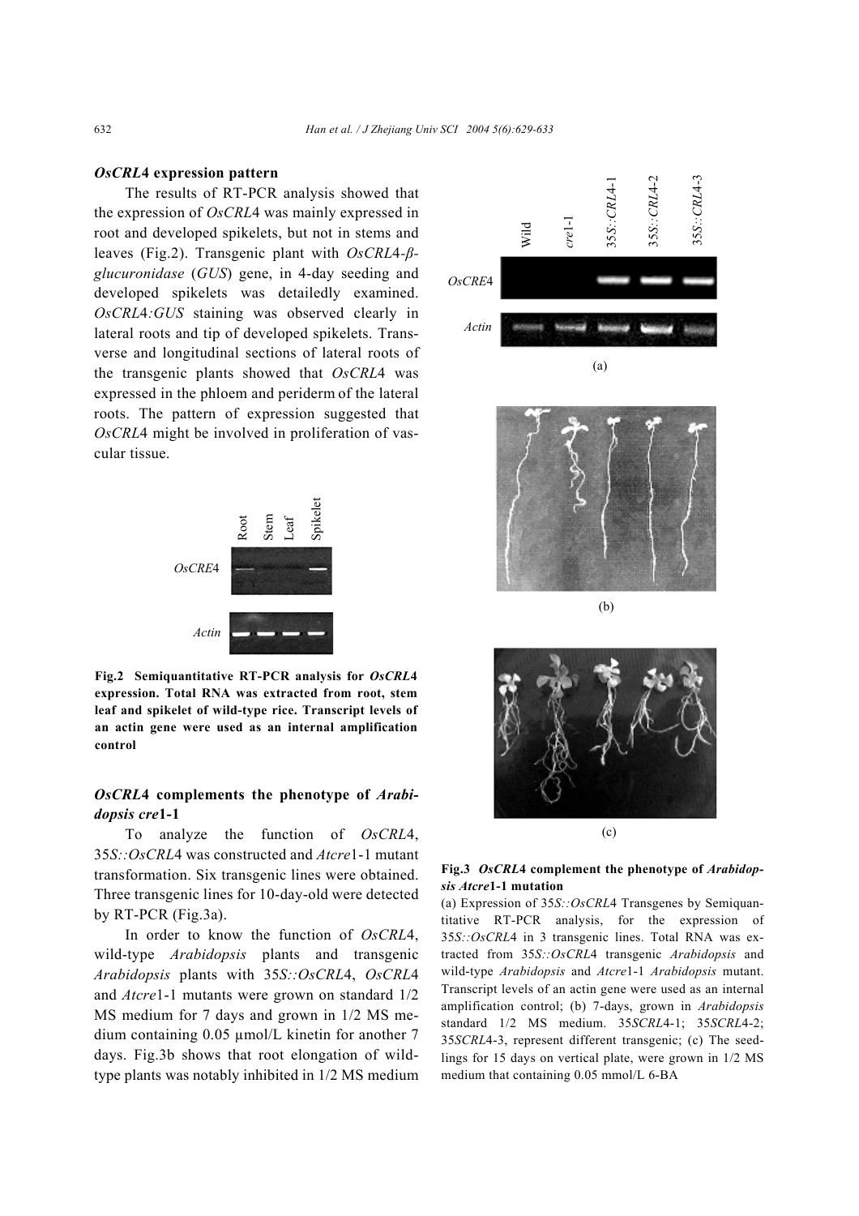### *OsCRL*4 expression pattern

The results of RT-PCR analysis showed that the expression of *OsCRL*4 was mainly expressed in root and developed spikelets, but not in stems and leaves (Fig.2). Transgenic plant with *OsCRL*4-*β-glucuronidase* (*GUS*) gene, in 4-day seeding and developed spikelets was detailedly examined. *OsCRL*4*:GUS* staining was observed clearly in lateral roots and tip of developed spikelets. Transverse and longitudinal sections of lateral roots of the transgenic plants showed that *OsCRL*4 was expressed in the phloem and periderm of the lateral roots. The pattern of expression suggested that *OsCRL*4 might be involved in proliferation of vascular tissue.

**Fig.2 Semiquantitative RT-PCR analysis for *OsCRL*4 expression. Total RNA was extracted from root, stem leaf and spikelet of wild-type rice. Transcript levels of an actin gene were used as an internal amplification control**

### *OsCRL*4 complements the phenotype of *Arabidopsis cre*1-1

To analyze the function of *OsCRL*4, 35*S::OsCRL*4 was constructed and *Atcre*1-1 mutant transformation. Six transgenic lines were obtained. Three transgenic lines for 10-day-old were detected by RT-PCR (Fig.3a).

In order to know the function of *OsCRL*4, wild-type *Arabidopsis* plants and transgenic *Arabidopsis* plants with 35*S::OsCRL*4, *OsCRL*4 and *Atcre*1-1 mutants were grown on standard 1/2 MS medium for 7 days and grown in 1/2 MS medium containing 0.05 μmol/L kinetin for another 7 days. Fig.3b shows that root elongation of wild-type plants was notably inhibited in 1/2 MS medium

**Fig.3 *OsCRL*4 complement the phenotype of *Arabidopsis Atcre*1-1 mutation**

(a) Expression of 35*S::OsCRL*4 Transgenes by Semiquantitative RT-PCR analysis, for the expression of 35*S::OsCRL*4 in 3 transgenic lines. Total RNA was extracted from 35*S::OsCRL*4 transgenic *Arabidopsis* and wild-type *Arabidopsis* and *Atcre*1-1 *Arabidopsis* mutant. Transcript levels of an actin gene were used as an internal amplification control; (b) 7-days, grown in *Arabidopsis* standard 1/2 MS medium. 35*SCRL*4-1; 35*SCRL*4-2; 35*SCRL*4-3, represent different transgenic; (c) The seedlings for 15 days on vertical plate, were grown in 1/2 MS medium that containing 0.05 mmol/L 6-BA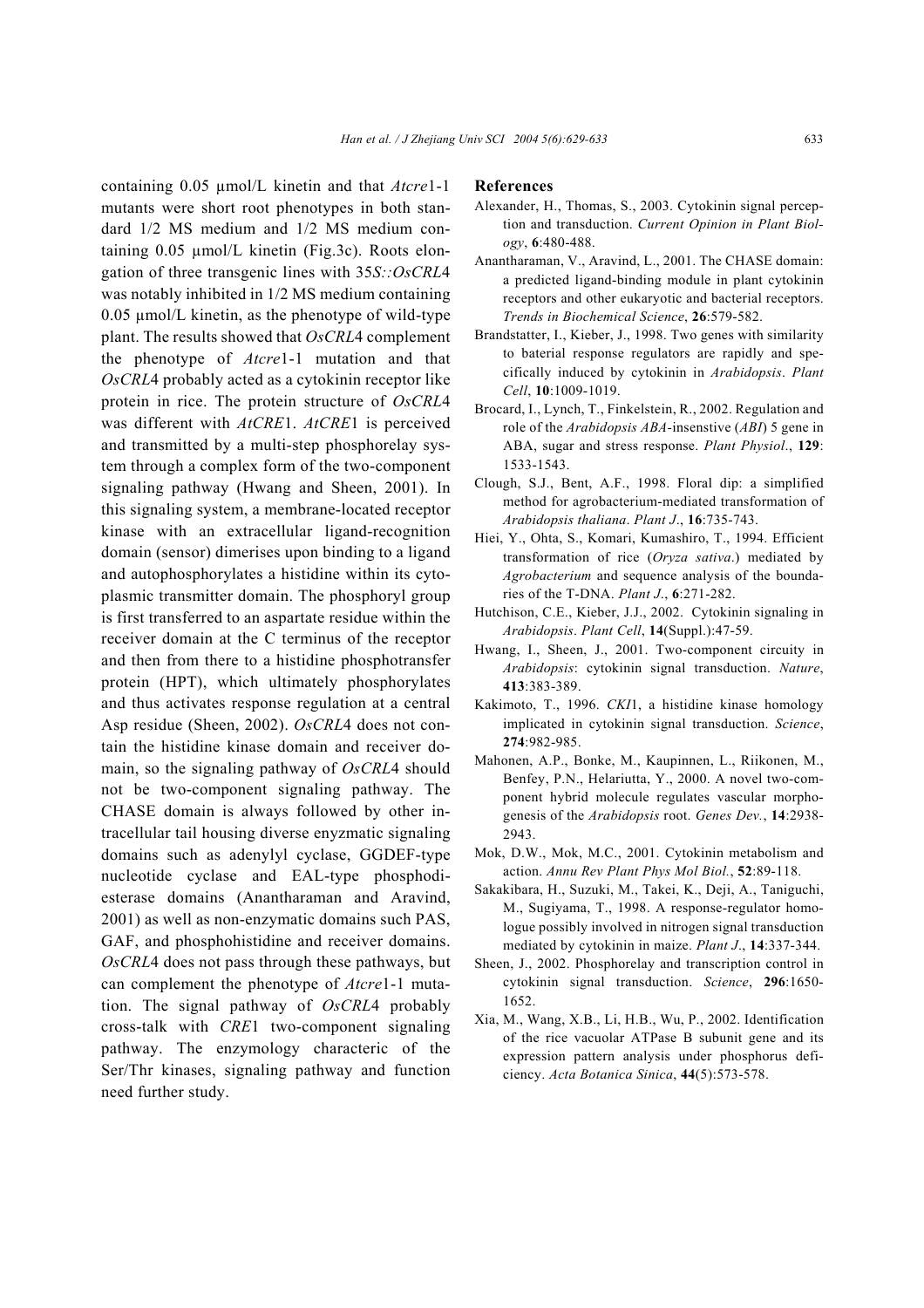containing 0.05 μmol/L kinetin and that *Atcre*1-1 mutants were short root phenotypes in both standard 1/2 MS medium and 1/2 MS medium containing 0.05 μmol/L kinetin (Fig.3c). Roots elongation of three transgenic lines with 35*S::OsCRL*4 was notably inhibited in 1/2 MS medium containing 0.05 μmol/L kinetin, as the phenotype of wild-type plant. The results showed that *OsCRL*4 complement the phenotype of *Atcre*1-1 mutation and that *OsCRL*4 probably acted as a cytokinin receptor like protein in rice. The protein structure of *OsCRL*4 was different with *AtCRE*1. *AtCRE*1 is perceived and transmitted by a multi-step phosphorelay system through a complex form of the two-component signaling pathway (Hwang and Sheen, 2001). In this signaling system, a membrane-located receptor kinase with an extracellular ligand-recognition domain (sensor) dimerises upon binding to a ligand and autophosphorylates a histidine within its cytoplasmic transmitter domain. The phosphoryl group is first transferred to an aspartate residue within the receiver domain at the C terminus of the receptor and then from there to a histidine phosphotransfer protein (HPT), which ultimately phosphorylates and thus activates response regulation at a central Asp residue (Sheen, 2002). *OsCRL*4 does not contain the histidine kinase domain and receiver domain, so the signaling pathway of *OsCRL*4 should not be two-component signaling pathway. The CHASE domain is always followed by other intracellular tail housing diverse enyzmatic signaling domains such as adenylyl cyclase, GGDEF-type nucleotide cyclase and EAL-type phosphodiesterase domains (Anantharaman and Aravind, 2001) as well as non-enzymatic domains such PAS, GAF, and phosphohistidine and receiver domains. *OsCRL*4 does not pass through these pathways, but can complement the phenotype of *Atcre*1-1 mutation. The signal pathway of *OsCRL*4 probably cross-talk with *CRE*1 two-component signaling pathway. The enzymology characteric of the Ser/Thr kinases, signaling pathway and function need further study.

## References

Alexander, H., Thomas, S., 2003. Cytokinin signal perception and transduction. *Current Opinion in Plant Biology*, **6**:480-488.

Anantharaman, V., Aravind, L., 2001. The CHASE domain: a predicted ligand-binding module in plant cytokinin receptors and other eukaryotic and bacterial receptors. *Trends in Biochemical Science*, **26**:579-582.

Brandstatter, I., Kieber, J., 1998. Two genes with similarity to baterial response regulators are rapidly and specifically induced by cytokinin in *Arabidopsis*. *Plant Cell*, **10**:1009-1019.

Brocard, I., Lynch, T., Finkelstein, R., 2002. Regulation and role of the *Arabidopsis ABA*-insenstive (*ABI*) 5 gene in ABA, sugar and stress response. *Plant Physiol*., **129**: 1533-1543.

Clough, S.J., Bent, A.F., 1998. Floral dip: a simplified method for agrobacterium-mediated transformation of *Arabidopsis thaliana*. *Plant J*., **16**:735-743.

Hiei, Y., Ohta, S., Komari, Kumashiro, T., 1994. Efficient transformation of rice (*Oryza sativa*.) mediated by *Agrobacterium* and sequence analysis of the boundaries of the T-DNA. *Plant J*., **6**:271-282.

Hutchison, C.E., Kieber, J.J., 2002. Cytokinin signaling in *Arabidopsis*. *Plant Cell*, **14**(Suppl.):47-59.

Hwang, I., Sheen, J., 2001. Two-component circuity in *Arabidopsis*: cytokinin signal transduction. *Nature*, **413**:383-389.

Kakimoto, T., 1996. *CKI*1, a histidine kinase homology implicated in cytokinin signal transduction. *Science*, **274**:982-985.

Mahonen, A.P., Bonke, M., Kaupinnen, L., Riikonen, M., Benfey, P.N., Helariutta, Y., 2000. A novel two-component hybrid molecule regulates vascular morphogenesis of the *Arabidopsis* root. *Genes Dev.*, **14**:2938-2943.

Mok, D.W., Mok, M.C., 2001. Cytokinin metabolism and action. *Annu Rev Plant Phys Mol Biol.*, **52**:89-118.

Sakakibara, H., Suzuki, M., Takei, K., Deji, A., Taniguchi, M., Sugiyama, T., 1998. A response-regulator homologue possibly involved in nitrogen signal transduction mediated by cytokinin in maize. *Plant J*., **14**:337-344.

Sheen, J., 2002. Phosphorelay and transcription control in cytokinin signal transduction. *Science*, **296**:1650-1652.

Xia, M., Wang, X.B., Li, H.B., Wu, P., 2002. Identification of the rice vacuolar ATPase B subunit gene and its expression pattern analysis under phosphorus deficiency. *Acta Botanica Sinica*, **44**(5):573-578.